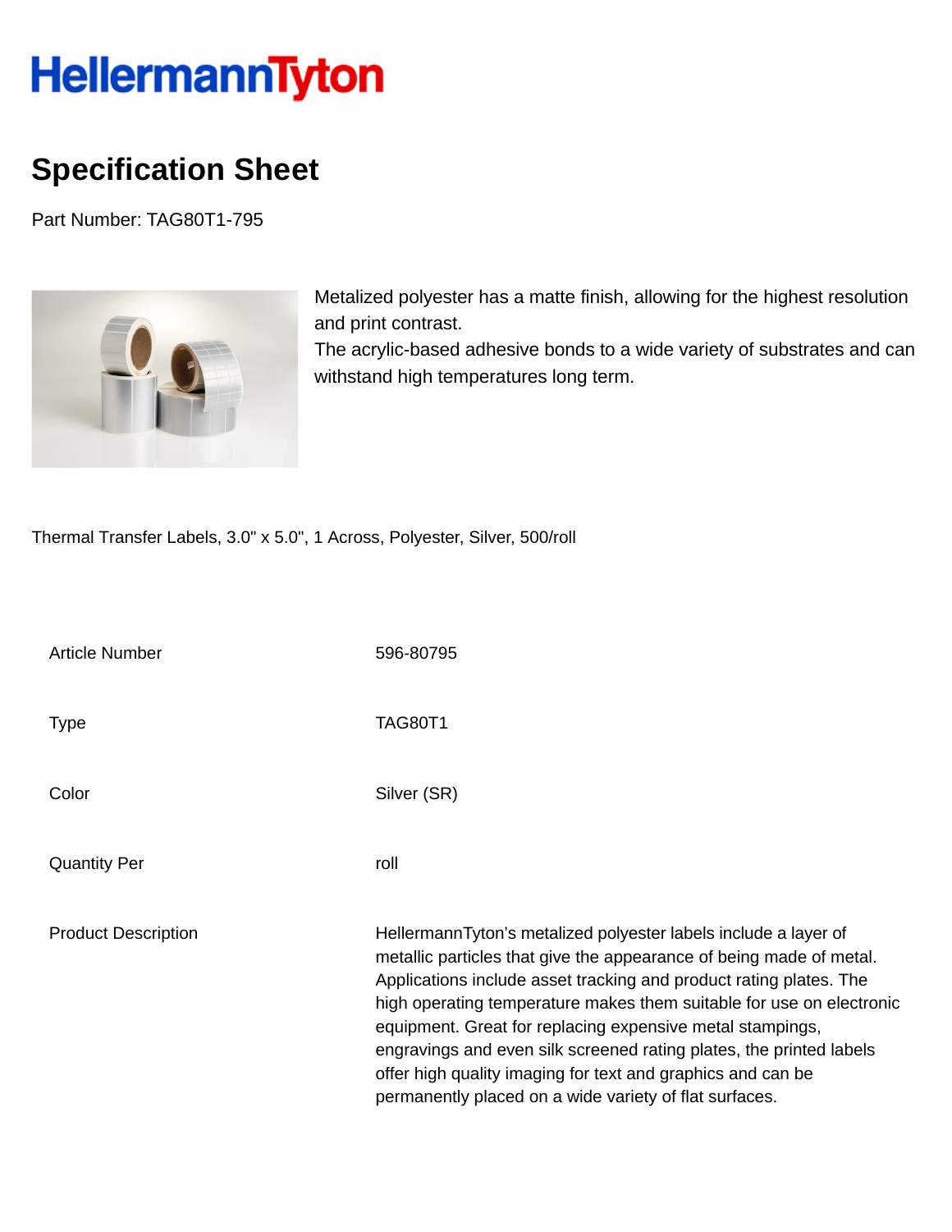HellermannTyton

# Specification Sheet

Part Number: TAG80T1-795

Metalized polyester has a matte finish, allowing for the highest resolution and print contrast.
The acrylic-based adhesive bonds to a wide variety of substrates and can withstand high temperatures long term.

Thermal Transfer Labels, 3.0" x 5.0", 1 Across, Polyester, Silver, 500/roll

| | |
|---|---|
| Article Number | 596-80795 |
| Type | TAG80T1 |
| Color | Silver (SR) |
| Quantity Per | roll |
| Product Description | HellermannTyton's metalized polyester labels include a layer of metallic particles that give the appearance of being made of metal. Applications include asset tracking and product rating plates. The high operating temperature makes them suitable for use on electronic equipment. Great for replacing expensive metal stampings, engravings and even silk screened rating plates, the printed labels offer high quality imaging for text and graphics and can be permanently placed on a wide variety of flat surfaces. |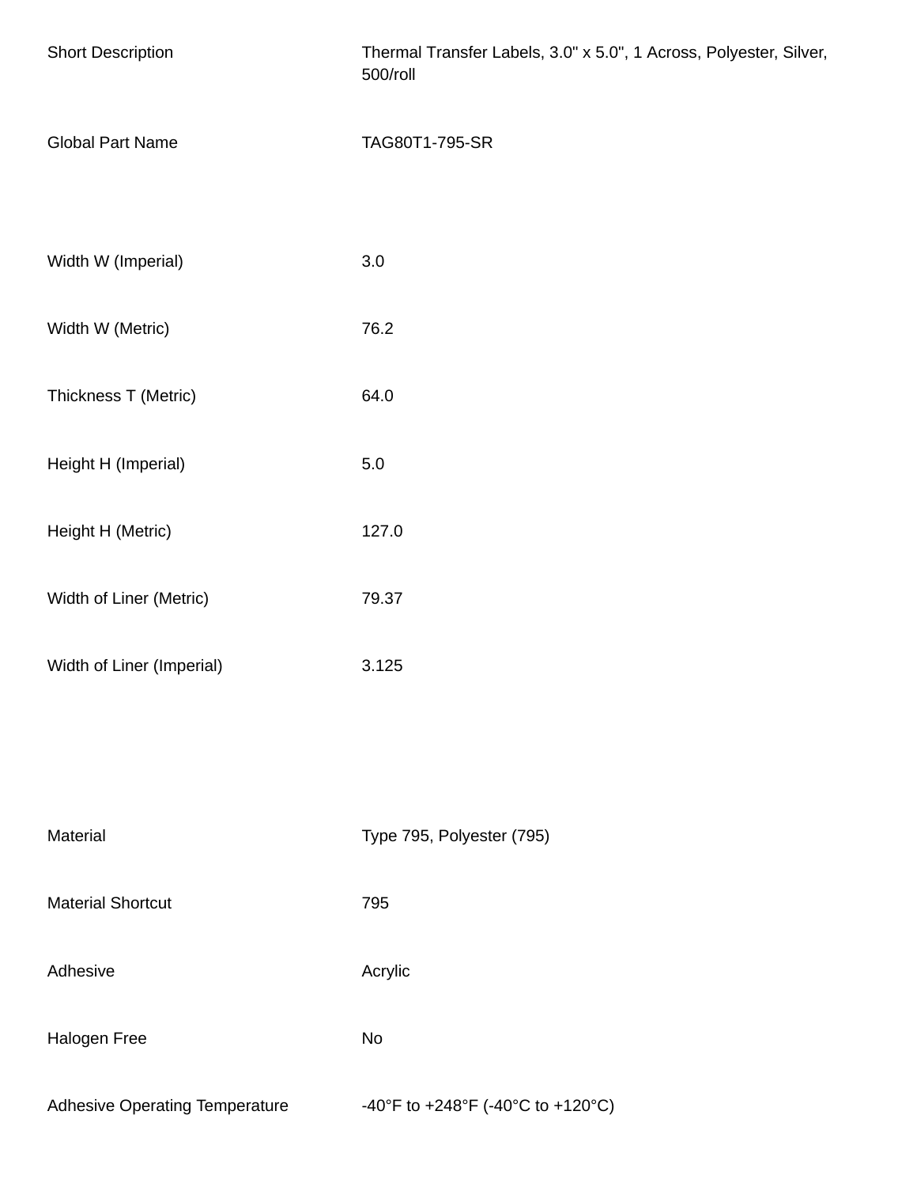| | |
|---|---|
| Short Description | Thermal Transfer Labels, 3.0" x 5.0", 1 Across, Polyester, Silver, 500/roll |
| Global Part Name | TAG80T1-795-SR |

| | |
|---|---|
| Width W (Imperial) | 3.0 |
| Width W (Metric) | 76.2 |
| Thickness T (Metric) | 64.0 |
| Height H (Imperial) | 5.0 |
| Height H (Metric) | 127.0 |
| Width of Liner (Metric) | 79.37 |
| Width of Liner (Imperial) | 3.125 |

| | |
|---|---|
| Material | Type 795, Polyester (795) |
| Material Shortcut | 795 |
| Adhesive | Acrylic |
| Halogen Free | No |
| Adhesive Operating Temperature | -40°F to +248°F (-40°C to +120°C) |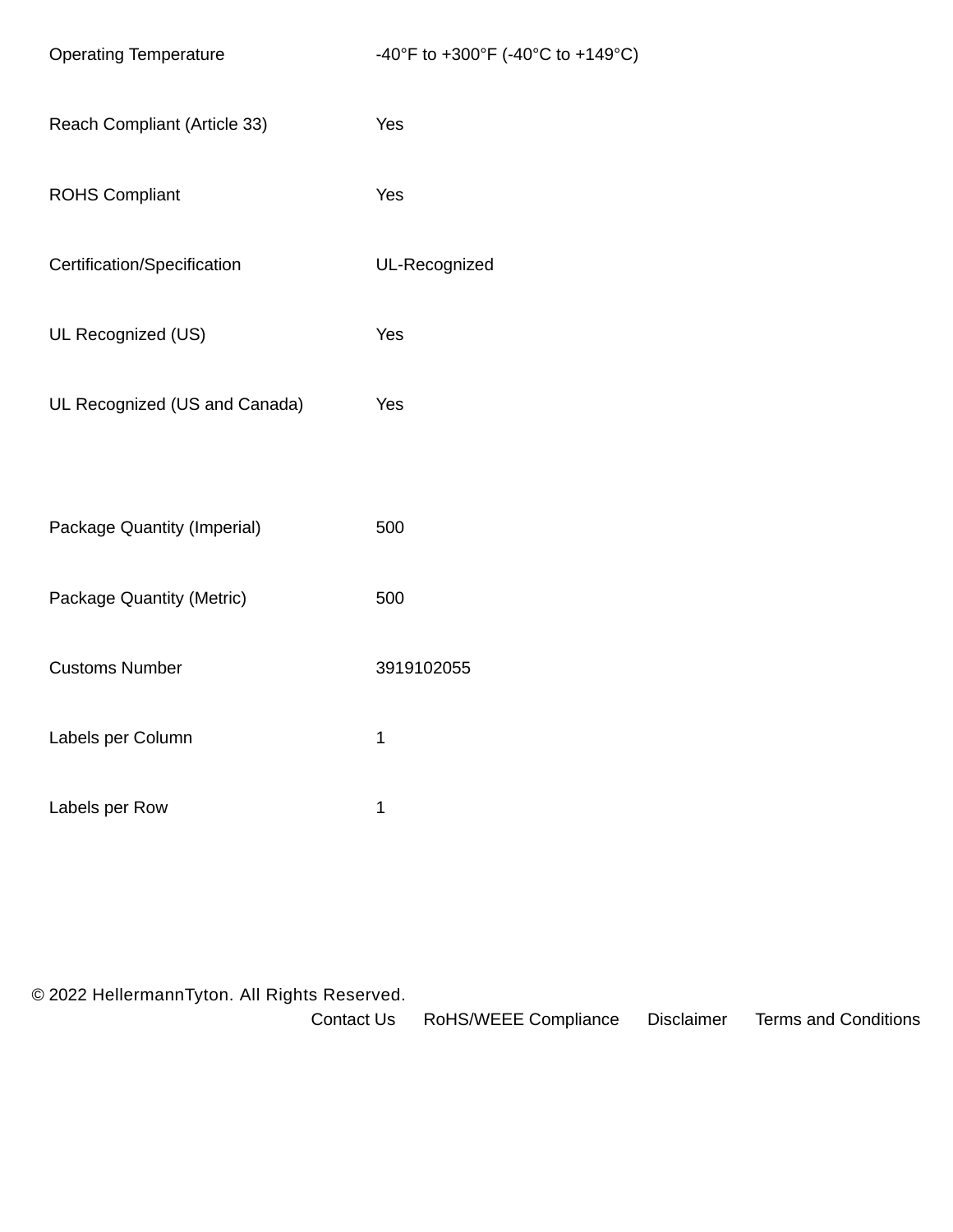| | |
|---|---|
| Operating Temperature | -40°F to +300°F (-40°C to +149°C) |
| Reach Compliant (Article 33) | Yes |
| ROHS Compliant | Yes |
| Certification/Specification | UL-Recognized |
| UL Recognized (US) | Yes |
| UL Recognized (US and Canada) | Yes |

| | |
|---|---|
| Package Quantity (Imperial) | 500 |
| Package Quantity (Metric) | 500 |
| Customs Number | 3919102055 |
| Labels per Column | 1 |
| Labels per Row | 1 |

© 2022 HellermannTyton. All Rights Reserved.

Contact Us RoHS/WEEE Compliance Disclaimer Terms and Conditions